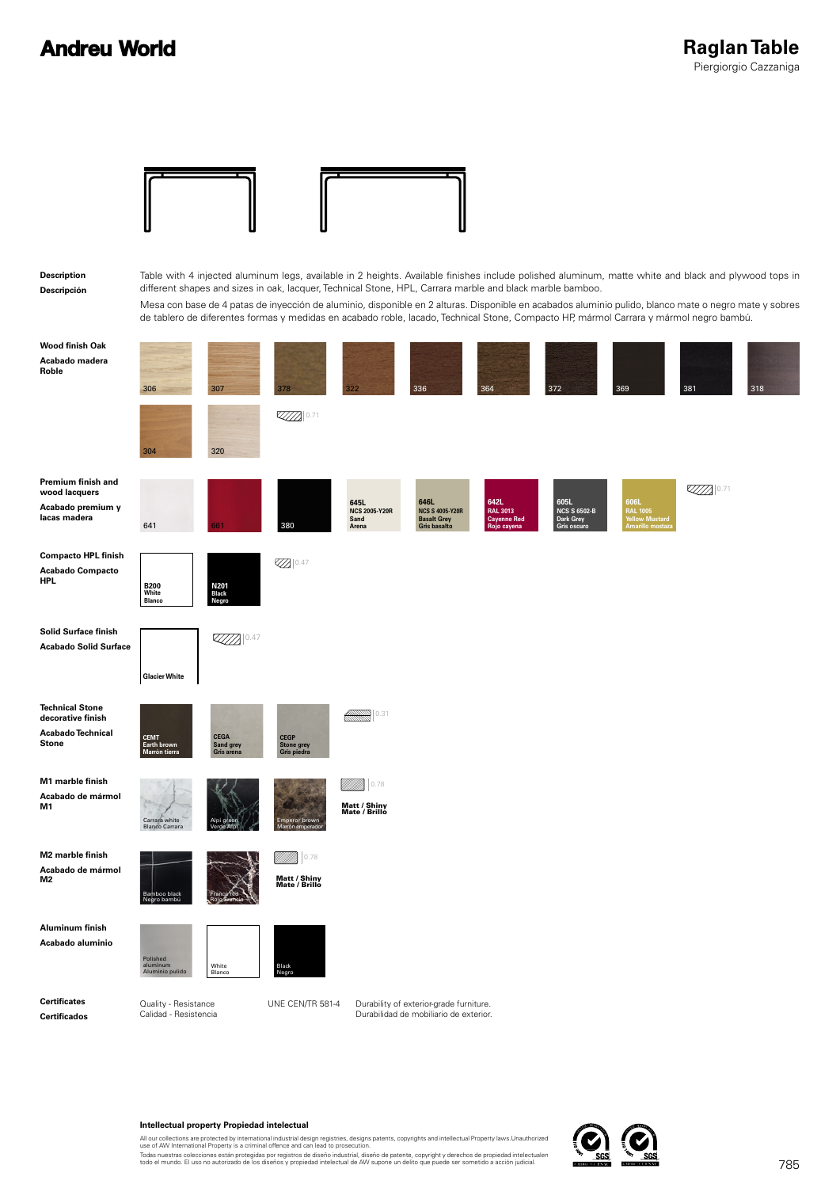# Andreu World

## Raglan Table

Piergiorgio Cazzaniga

**Description**
**Descripción**

Table with 4 injected aluminum legs, available in 2 heights. Available finishes include polished aluminum, matte white and black and plywood tops in different shapes and sizes in oak, lacquer, Technical Stone, HPL, Carrara marble and black marble bamboo.

Mesa con base de 4 patas de inyección de aluminio, disponible en 2 alturas. Disponible en acabados aluminio pulido, blanco mate o negro mate y sobres de tablero de diferentes formas y medidas en acabado roble, lacado, Technical Stone, Compacto HP, mármol Carrara y mármol negro bambú.

**Wood finish Oak**
**Acabado madera Roble**

306, 307, 378, 322, 336, 364, 372, 369, 381, 318, 304, 320

0.71

**Premium finish and wood lacquers**
**Acabado premium y lacas madera**

641, 661, 380, 645L NCS 2005-Y20R Sand Arena, 646L NCS S 4005-Y20R Basalt Grey Gris basalto, 642L RAL 3013 Cayenne Red Rojo cayena, 605L NCS S 6502-B Dark Grey Gris oscuro, 606L RAL 1005 Yellow Mustard Amarillo mostaza

0.71

**Compacto HPL finish**
**Acabado Compacto HPL**

B200 White Blanco, N201 Black Negro

0.47

**Solid Surface finish**
**Acabado Solid Surface**

Glacier White

0.47

**Technical Stone decorative finish**
**Acabado Technical Stone**

CEMT Earth brown Marrón tierra, CEGA Sand grey Gris arena, CEGP Stone grey Gris piedra

0.31

**M1 marble finish**
**Acabado de mármol M1**

Carrara white Blanco Carrara, Alpi green Verde Alpi, Emperor brown Marrón emperador

0.78

Matt / Shiny
Mate / Brillo

**M2 marble finish**
**Acabado de mármol M2**

Bamboo black Negro bambú, Franco red Rojo Francia

0.78

Matt / Shiny
Mate / Brillo

**Aluminum finish**
**Acabado aluminio**

Polished aluminum Aluminio pulido, White Blanco, Black Negro

**Certificates**
**Certificados**

Quality - Resistance
Calidad - Resistencia

UNE CEN/TR 581-4

Durability of exterior-grade furniture.
Durabilidad de mobiliario de exterior.

**Intellectual property Propiedad intelectual**

All our collections are protected by international industrial design registries, designs patents, copyrights and intellectual Property laws.Unauthorized use of AW International Property is a criminal offence and can lead to prosecution.

Todas nuestras colecciones están protegidas por registros de diseño industrial, diseño de patente, copyright y derechos de propiedad intelectualen todo el mundo. El uso no autorizado de los diseños y propiedad intelectual de AW supone un delito que puede ser sometido a acción judicial.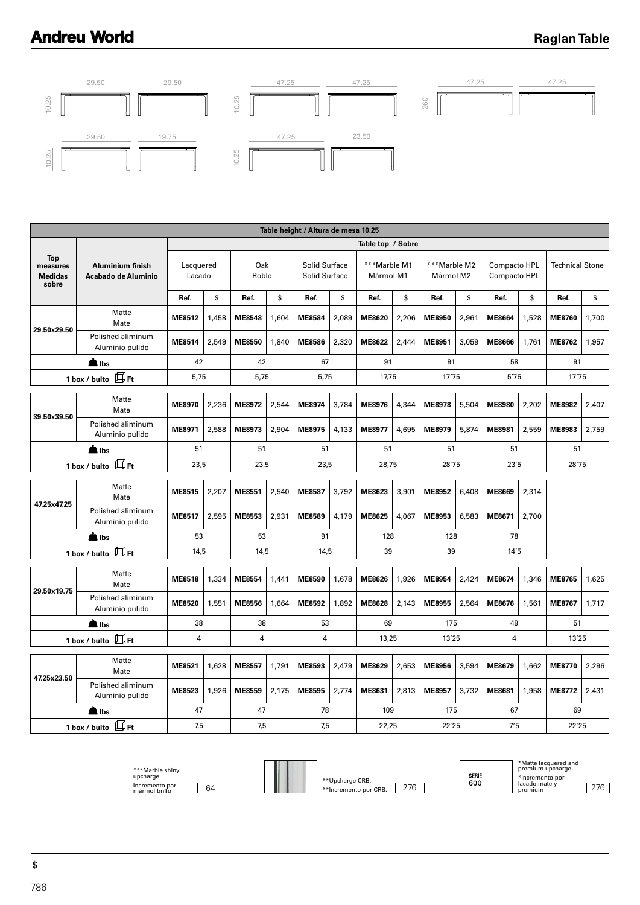## Raglan Table

29.50 29.50 10.25

47.25 47.25 10.25

47.25 47.25 260

29.50 19.75 10.25

47.25 23.50 10.25

| Table height / Altura de mesa 10.25 | | | | | | | | | | | | | | | |
|---|---|---|---|---|---|---|---|---|---|---|---|---|---|---|---|
| | | Table top / Sobre | | | | | | | | | | | | | |
| Top measures Medidas sobre | Aluminium finish Acabado de Aluminio | Lacquered Lacado | | Oak Roble | | Solid Surface Solid Surface | | ***Marble M1 Mármol M1 | | ***Marble M2 Mármol M2 | | Compacto HPL Compacto HPL | | Technical Stone | |
| | | Ref. | $ | Ref. | $ | Ref. | $ | Ref. | $ | Ref. | $ | Ref. | $ | Ref. | $ |
| 29.50x29.50 | Matte Mate | **ME8512** | 1,458 | **ME8548** | 1,604 | **ME8584** | 2,089 | **ME8620** | 2,206 | **ME8950** | 2,961 | **ME8664** | 1,528 | **ME8760** | 1,700 |
| | Polished aluminum Aluminio pulido | **ME8514** | 2,549 | **ME8550** | 1,840 | **ME8586** | 2,320 | **ME8622** | 2,444 | **ME8951** | 3,059 | **ME8666** | 1,761 | **ME8762** | 1,957 |
| lbs | | 42 | | 42 | | 67 | | 91 | | 91 | | 58 | | 91 | |
| 1 box / bulto Ft | | 5,75 | | 5,75 | | 5,75 | | 17,75 | | 17'75 | | 5'75 | | 17'75 | |
| 39.50x39.50 | Matte Mate | **ME8970** | 2,236 | **ME8972** | 2,544 | **ME8974** | 3,784 | **ME8976** | 4,344 | **ME8978** | 5,504 | **ME8980** | 2,202 | **ME8982** | 2,407 |
| | Polished aluminum Aluminio pulido | **ME8971** | 2,588 | **ME8973** | 2,904 | **ME8975** | 4,133 | **ME8977** | 4,695 | **ME8979** | 5,874 | **ME8981** | 2,559 | **ME8983** | 2,759 |
| lbs | | 51 | | 51 | | 51 | | 51 | | 51 | | 51 | | 51 | |
| 1 box / bulto Ft | | 23,5 | | 23,5 | | 23,5 | | 28,75 | | 28'75 | | 23'5 | | 28'75 | |
| 47.25x47.25 | Matte Mate | **ME8515** | 2,207 | **ME8551** | 2,540 | **ME8587** | 3,792 | **ME8623** | 3,901 | **ME8952** | 6,408 | **ME8669** | 2,314 | | |
| | Polished aluminum Aluminio pulido | **ME8517** | 2,595 | **ME8553** | 2,931 | **ME8589** | 4,179 | **ME8625** | 4,067 | **ME8953** | 6,583 | **ME8671** | 2,700 | | |
| lbs | | 53 | | 53 | | 91 | | 128 | | 128 | | 78 | | | |
| 1 box / bulto Ft | | 14,5 | | 14,5 | | 14,5 | | 39 | | 39 | | 14'5 | | | |
| 29.50x19.75 | Matte Mate | **ME8518** | 1,334 | **ME8554** | 1,441 | **ME8590** | 1,678 | **ME8626** | 1,926 | **ME8954** | 2,424 | **ME8674** | 1,346 | **ME8765** | 1,625 |
| | Polished aluminum Aluminio pulido | **ME8520** | 1,551 | **ME8556** | 1,664 | **ME8592** | 1,892 | **ME8628** | 2,143 | **ME8955** | 2,564 | **ME8676** | 1,561 | **ME8767** | 1,717 |
| lbs | | 38 | | 38 | | 53 | | 69 | | 175 | | 49 | | 51 | |
| 1 box / bulto Ft | | 4 | | 4 | | 4 | | 13,25 | | 13'25 | | 4 | | 13'25 | |
| 47.25x23.50 | Matte Mate | **ME8521** | 1,628 | **ME8557** | 1,791 | **ME8593** | 2,479 | **ME8629** | 2,653 | **ME8956** | 3,594 | **ME8679** | 1,662 | **ME8770** | 2,296 |
| | Polished aluminum Aluminio pulido | **ME8523** | 1,926 | **ME8559** | 2,175 | **ME8595** | 2,774 | **ME8631** | 2,813 | **ME8957** | 3,732 | **ME8681** | 1,958 | **ME8772** | 2,431 |
| lbs | | 47 | | 47 | | 78 | | 109 | | 175 | | 67 | | 69 | |
| 1 box / bulto Ft | | 7,5 | | 7,5 | | 7,5 | | 22,25 | | 22'25 | | 7'5 | | 22'25 | |

***Marble shiny upcharge
Incremento por mármol brillo | 64

**Upcharge CRB.
**Incremento por CRB. | 276

SERIE 600

*Matte lacquered and premium upcharge
*Incremento por lacado mate y premium | 276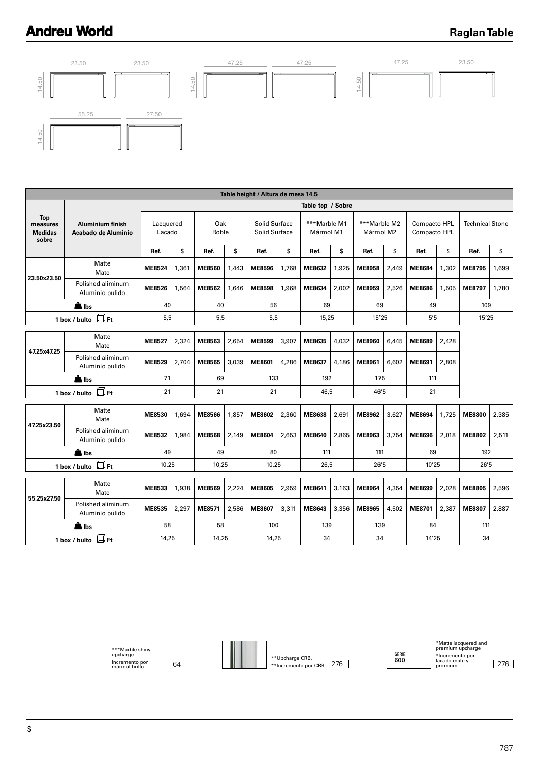# Raglan Table

23.50 23.50 14.50

47.25 47.25 14.50

47.25 23.50 14.50

55.25 27.50 14.50

| Table height / Altura de mesa 14.5 | | | | | | | | | | | | | | | | |
|---|---|---|---|---|---|---|---|---|---|---|---|---|---|---|---|---|
| | | Table top / Sobre | | | | | | | | | | | | | | |
| **Top measures Medidas sobre** | **Aluminium finish Acabado de Aluminio** | Lacquered Lacado | | Oak Roble | | Solid Surface Solid Surface | | ***Marble M1 Mármol M1 | | ***Marble M2 Mármol M2 | | Compacto HPL Compacto HPL | | Technical Stone | |
| | | **Ref.** | **$** | **Ref.** | **$** | **Ref.** | **$** | **Ref.** | **$** | **Ref.** | **$** | **Ref.** | **$** | **Ref.** | **$** |
| **23.50x23.50** | Matte Mate | **ME8524** | 1,361 | **ME8560** | 1,443 | **ME8596** | 1,768 | **ME8632** | 1,925 | **ME8958** | 2,449 | **ME8684** | 1,302 | **ME8795** | 1,699 |
| | Polished aluminum Aluminio pulido | **ME8526** | 1,564 | **ME8562** | 1,646 | **ME8598** | 1,968 | **ME8634** | 2,002 | **ME8959** | 2,526 | **ME8686** | 1,505 | **ME8797** | 1,780 |
| **lbs** | | 40 | | 40 | | 56 | | 69 | | 69 | | 49 | | 109 | |
| **1 box / bulto Ft** | | 5,5 | | 5,5 | | 5,5 | | 15,25 | | 15'25 | | 5'5 | | 15'25 | |
| **47.25x47.25** | Matte Mate | **ME8527** | 2,324 | **ME8563** | 2,654 | **ME8599** | 3,907 | **ME8635** | 4,032 | **ME8960** | 6,445 | **ME8689** | 2,428 | | |
| | Polished aluminum Aluminio pulido | **ME8529** | 2,704 | **ME8565** | 3,039 | **ME8601** | 4,286 | **ME8637** | 4,186 | **ME8961** | 6,602 | **ME8691** | 2,808 | | |
| **lbs** | | 71 | | 69 | | 133 | | 192 | | 175 | | 111 | | | |
| **1 box / bulto Ft** | | 21 | | 21 | | 21 | | 46,5 | | 46'5 | | 21 | | | |
| **47.25x23.50** | Matte Mate | **ME8530** | 1,694 | **ME8566** | 1,857 | **ME8602** | 2,360 | **ME8638** | 2,691 | **ME8962** | 3,627 | **ME8694** | 1,725 | **ME8800** | 2,385 |
| | Polished aluminum Aluminio pulido | **ME8532** | 1,984 | **ME8568** | 2,149 | **ME8604** | 2,653 | **ME8640** | 2,865 | **ME8963** | 3,754 | **ME8696** | 2,018 | **ME8802** | 2,511 |
| **lbs** | | 49 | | 49 | | 80 | | 111 | | 111 | | 69 | | 192 | |
| **1 box / bulto Ft** | | 10,25 | | 10,25 | | 10,25 | | 26,5 | | 26'5 | | 10'25 | | 26'5 | |
| **55.25x27.50** | Matte Mate | **ME8533** | 1,938 | **ME8569** | 2,224 | **ME8605** | 2,959 | **ME8641** | 3,163 | **ME8964** | 4,354 | **ME8699** | 2,028 | **ME8805** | 2,596 |
| | Polished aluminum Aluminio pulido | **ME8535** | 2,297 | **ME8571** | 2,586 | **ME8607** | 3,311 | **ME8643** | 3,356 | **ME8965** | 4,502 | **ME8701** | 2,387 | **ME8807** | 2,887 |
| **lbs** | | 58 | | 58 | | 100 | | 139 | | 139 | | 84 | | 111 | |
| **1 box / bulto Ft** | | 14,25 | | 14,25 | | 14,25 | | 34 | | 34 | | 14'25 | | 34 | |

***Marble shiny upcharge
Incremento por mármol brillo | 64

**Upcharge CRB.
**Incremento por CRB. | 276

SERIE 600

*Matte lacquered and premium upcharge
*Incremento por lacado mate y premium | 276

|$|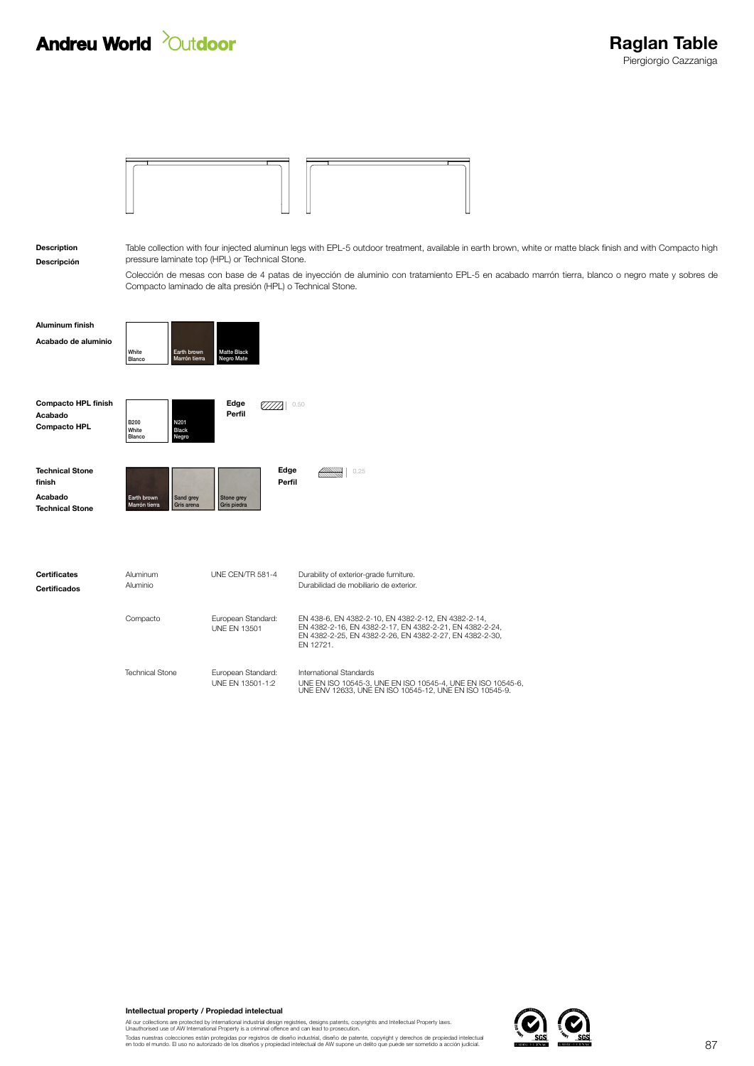# Raglan Table

Piergiorgio Cazzaniga

**Description**
**Descripción**

Table collection with four injected aluminun legs with EPL-5 outdoor treatment, available in earth brown, white or matte black finish and with Compacto high pressure laminate top (HPL) or Technical Stone.

Colección de mesas con base de 4 patas de inyección de aluminio con tratamiento EPL-5 en acabado marrón tierra, blanco o negro mate y sobres de Compacto laminado de alta presión (HPL) o Technical Stone.

**Aluminum finish**
**Acabado de aluminio**

- White / Blanco
- Earth brown / Marrón tierra
- Matte Black / Negro Mate

**Compacto HPL finish**
**Acabado Compacto HPL**

- B200 White / Blanco
- N201 Black / Negro

**Edge / Perfil** 0.50

**Technical Stone finish**
**Acabado Technical Stone**

- Earth brown / Marrón tierra
- Sand grey / Gris arena
- Stone grey / Gris piedra

**Edge / Perfil** 0.25

**Certificates**
**Certificados**

| | | |
|---|---|---|
| Aluminum / Aluminio | UNE CEN/TR 581-4 | Durability of exterior-grade furniture. / Durabilidad de mobiliario de exterior. |
| Compacto | European Standard: UNE EN 13501 | EN 438-6, EN 4382-2-10, EN 4382-2-12, EN 4382-2-14, EN 4382-2-16, EN 4382-2-17, EN 4382-2-21, EN 4382-2-24, EN 4382-2-25, EN 4382-2-26, EN 4382-2-27, EN 4382-2-30, EN 12721. |
| Technical Stone | European Standard: UNE EN 13501-1:2 | International Standards UNE EN ISO 10545-3, UNE EN ISO 10545-4, UNE EN ISO 10545-6, UNE ENV 12633, UNE EN ISO 10545-12, UNE EN ISO 10545-9. |

**Intellectual property / Propiedad intelectual**

All our collections are protected by international industrial design registries, designs patents, copyrights and Intellectual Property laws. Unauthorised use of AW International Property is a criminal offence and can lead to prosecution.

Todas nuestras colecciones están protegidas por registros de diseño industrial, diseño de patente, copyright y derechos de propiedad intelectual en todo el mundo. El uso no autorizado de los diseños y propiedad intelectual de AW supone un delito que puede ser sometido a acción judicial.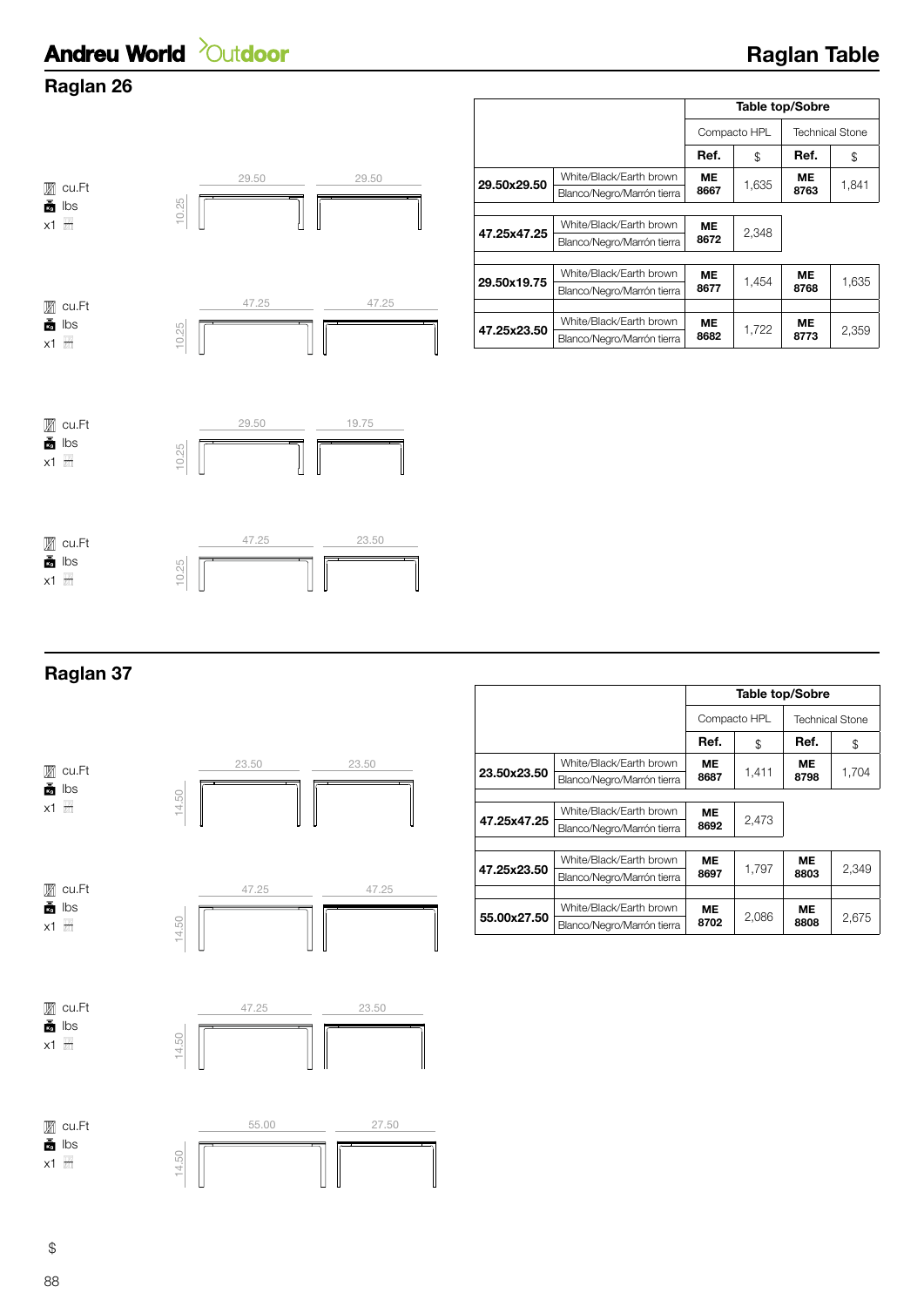## Raglan 26

cu.Ft
lbs
x1

29.50 29.50
10.25

cu.Ft
lbs
x1

47.25 47.25
10.25

cu.Ft
lbs
x1

29.50 19.75
10.25

cu.Ft
lbs
x1

47.25 23.50
10.25

| | | Table top/Sobre | | | |
|---|---|---|---|---|---|
| | | Compacto HPL | | Technical Stone | |
| | | Ref. | $ | Ref. | $ |
| 29.50x29.50 | White/Black/Earth brown<br>Blanco/Negro/Marrón tierra | ME 8667 | 1,635 | ME 8763 | 1,841 |
| 47.25x47.25 | White/Black/Earth brown<br>Blanco/Negro/Marrón tierra | ME 8672 | 2,348 | | |
| 29.50x19.75 | White/Black/Earth brown<br>Blanco/Negro/Marrón tierra | ME 8677 | 1,454 | ME 8768 | 1,635 |
| 47.25x23.50 | White/Black/Earth brown<br>Blanco/Negro/Marrón tierra | ME 8682 | 1,722 | ME 8773 | 2,359 |

## Raglan 37

cu.Ft
lbs
x1

23.50 23.50
14.50

cu.Ft
lbs
x1

47.25 47.25
14.50

cu.Ft
lbs
x1

47.25 23.50
14.50

cu.Ft
lbs
x1

55.00 27.50
14.50

| | | Table top/Sobre | | | |
|---|---|---|---|---|---|
| | | Compacto HPL | | Technical Stone | |
| | | Ref. | $ | Ref. | $ |
| 23.50x23.50 | White/Black/Earth brown<br>Blanco/Negro/Marrón tierra | ME 8687 | 1,411 | ME 8798 | 1,704 |
| 47.25x47.25 | White/Black/Earth brown<br>Blanco/Negro/Marrón tierra | ME 8692 | 2,473 | | |
| 47.25x23.50 | White/Black/Earth brown<br>Blanco/Negro/Marrón tierra | ME 8697 | 1,797 | ME 8803 | 2,349 |
| 55.00x27.50 | White/Black/Earth brown<br>Blanco/Negro/Marrón tierra | ME 8702 | 2,086 | ME 8808 | 2,675 |

$